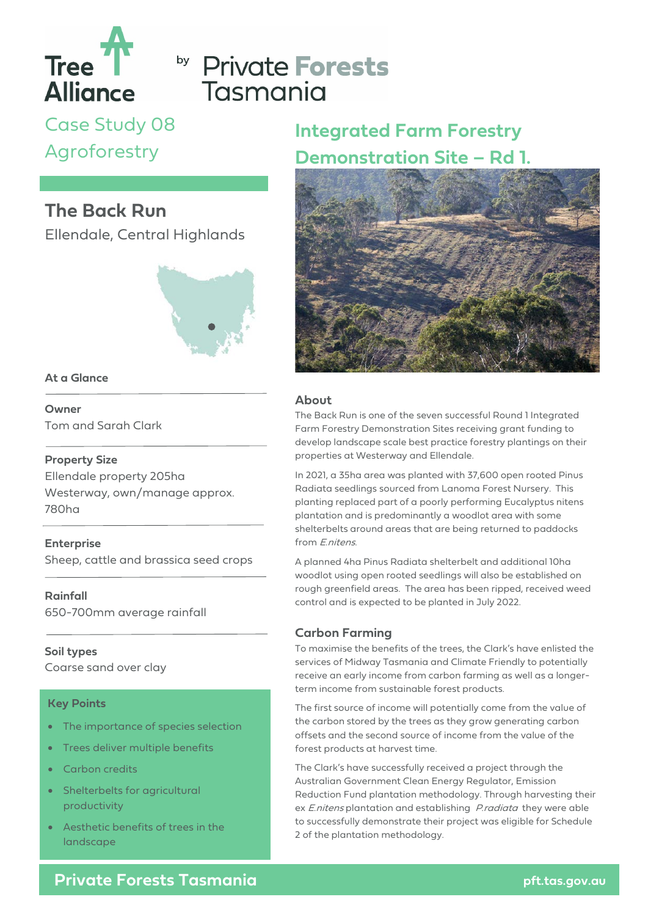Tree Alliance by Private Forests Tasmania

Case Study 08
Agroforestry

# Integrated Farm Forestry Demonstration Site – Rd 1.

## The Back Run

Ellendale, Central Highlands

### At a Glance

**Owner**
Tom and Sarah Clark

**Property Size**
Ellendale property 205ha
Westerway, own/manage approx. 780ha

**Enterprise**
Sheep, cattle and brassica seed crops

**Rainfall**
650-700mm average rainfall

**Soil types**
Coarse sand over clay

### Key Points

- The importance of species selection
- Trees deliver multiple benefits
- Carbon credits
- Shelterbelts for agricultural productivity
- Aesthetic benefits of trees in the landscape

### About

The Back Run is one of the seven successful Round 1 Integrated Farm Forestry Demonstration Sites receiving grant funding to develop landscape scale best practice forestry plantings on their properties at Westerway and Ellendale.

In 2021, a 35ha area was planted with 37,600 open rooted Pinus Radiata seedlings sourced from Lanoma Forest Nursery. This planting replaced part of a poorly performing Eucalyptus nitens plantation and is predominantly a woodlot area with some shelterbelts around areas that are being returned to paddocks from *E.nitens*.

A planned 4ha Pinus Radiata shelterbelt and additional 10ha woodlot using open rooted seedlings will also be established on rough greenfield areas. The area has been ripped, received weed control and is expected to be planted in July 2022.

### Carbon Farming

To maximise the benefits of the trees, the Clark's have enlisted the services of Midway Tasmania and Climate Friendly to potentially receive an early income from carbon farming as well as a longer-term income from sustainable forest products.

The first source of income will potentially come from the value of the carbon stored by the trees as they grow generating carbon offsets and the second source of income from the value of the forest products at harvest time.

The Clark's have successfully received a project through the Australian Government Clean Energy Regulator, Emission Reduction Fund plantation methodology. Through harvesting their ex *E.nitens* plantation and establishing *P.radiata* they were able to successfully demonstrate their project was eligible for Schedule 2 of the plantation methodology.

**Private Forests Tasmania** pft.tas.gov.au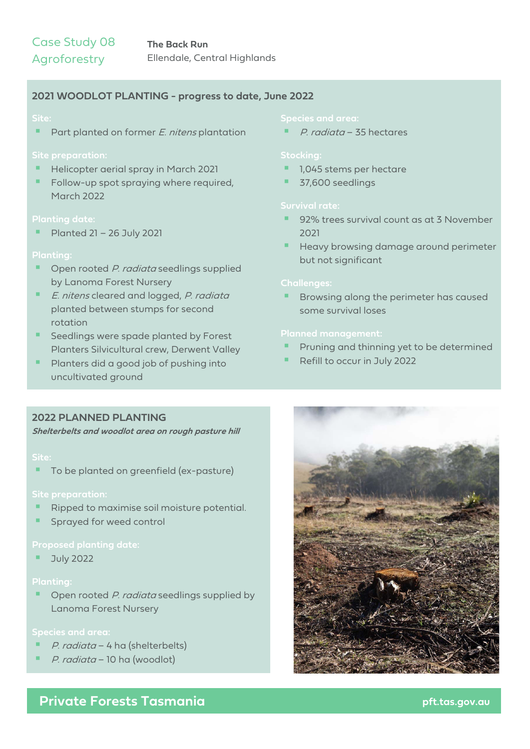Case Study 08
Agroforestry

**The Back Run**
Ellendale, Central Highlands

## 2021 WOODLOT PLANTING - progress to date, June 2022

**Site:**

- Part planted on former *E. nitens* plantation

**Site preparation:**

- Helicopter aerial spray in March 2021
- Follow-up spot spraying where required, March 2022

**Planting date:**

- Planted 21 – 26 July 2021

**Planting:**

- Open rooted *P. radiata* seedlings supplied by Lanoma Forest Nursery
- *E. nitens* cleared and logged, *P. radiata* planted between stumps for second rotation
- Seedlings were spade planted by Forest Planters Silvicultural crew, Derwent Valley
- Planters did a good job of pushing into uncultivated ground

**Species and area:**

- *P. radiata* – 35 hectares

**Stocking:**

- 1,045 stems per hectare
- 37,600 seedlings

**Survival rate:**

- 92% trees survival count as at 3 November 2021
- Heavy browsing damage around perimeter but not significant

**Challenges:**

- Browsing along the perimeter has caused some survival loses

**Planned management:**

- Pruning and thinning yet to be determined
- Refill to occur in July 2022

## 2022 PLANNED PLANTING

***Shelterbelts and woodlot area on rough pasture hill***

**Site:**

- To be planted on greenfield (ex-pasture)

**Site preparation:**

- Ripped to maximise soil moisture potential.
- Sprayed for weed control

**Proposed planting date:**

- July 2022

**Planting:**

- Open rooted *P. radiata* seedlings supplied by Lanoma Forest Nursery

**Species and area:**

- *P. radiata* – 4 ha (shelterbelts)
- *P. radiata* – 10 ha (woodlot)

**Private Forests Tasmania** pft.tas.gov.au